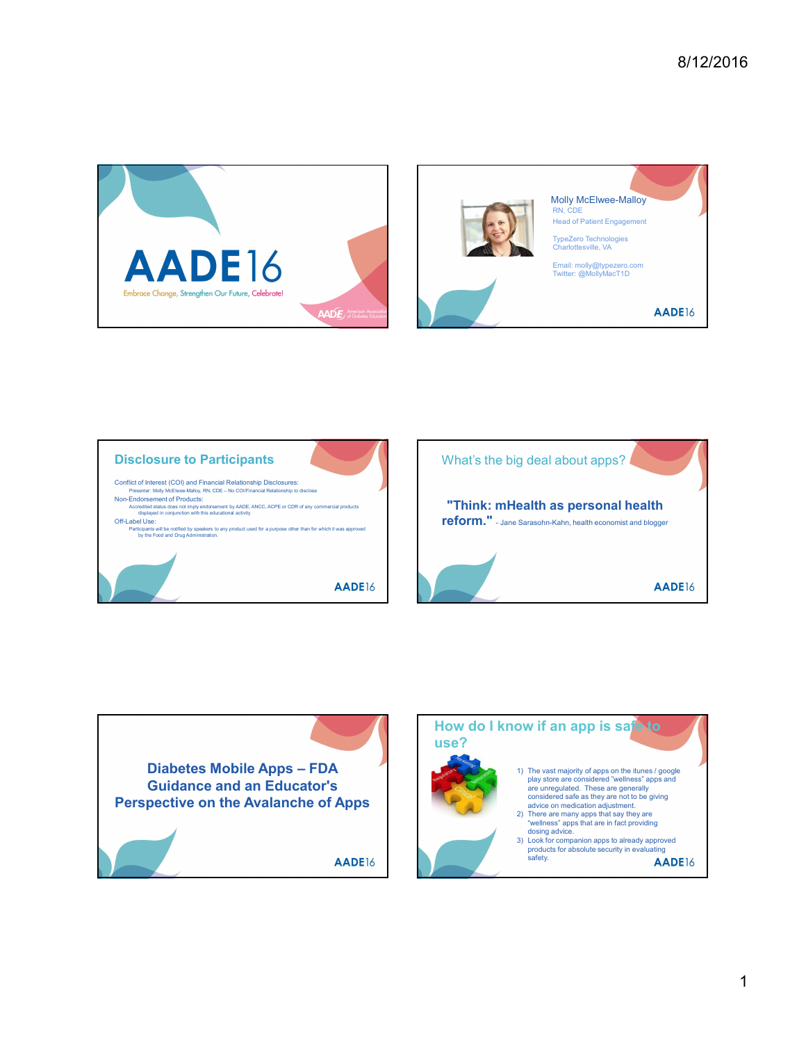# AADE16

Embrace Change, Strengthen Our Future, Celebrate!

---

**Molly McElwee-Malloy**
RN, CDE
Head of Patient Engagement

TypeZero Technologies
Charlottesville, VA

Email: molly@typezero.com
Twitter: @MollyMacT1D

---

## Disclosure to Participants

Conflict of Interest (COI) and Financial Relationship Disclosures:
- Presenter: Molly McElwee-Malloy, RN, CDE – No COI/Financial Relationship to disclose

Non-Endorsement of Products:
- Accredited status does not imply endorsement by AADE, ANCC, ACPE or CDR of any commercial products displayed in conjunction with this educational activity

Off-Label Use:
- Participants will be notified by speakers to any product used for a purpose other than for which it was approved by the Food and Drug Administration.

---

## What's the big deal about apps?

**"Think: mHealth as personal health reform."** - Jane Sarasohn-Kahn, health economist and blogger

---

## Diabetes Mobile Apps – FDA Guidance and an Educator's Perspective on the Avalanche of Apps

---

## How do I know if an app is safe to use?

1) The vast majority of apps on the itunes / google play store are considered "wellness" apps and are unregulated. These are generally considered safe as they are not to be giving advice on medication adjustment.
2) There are many apps that say they are "wellness" apps that are in fact providing dosing advice.
3) Look for companion apps to already approved products for absolute security in evaluating safety.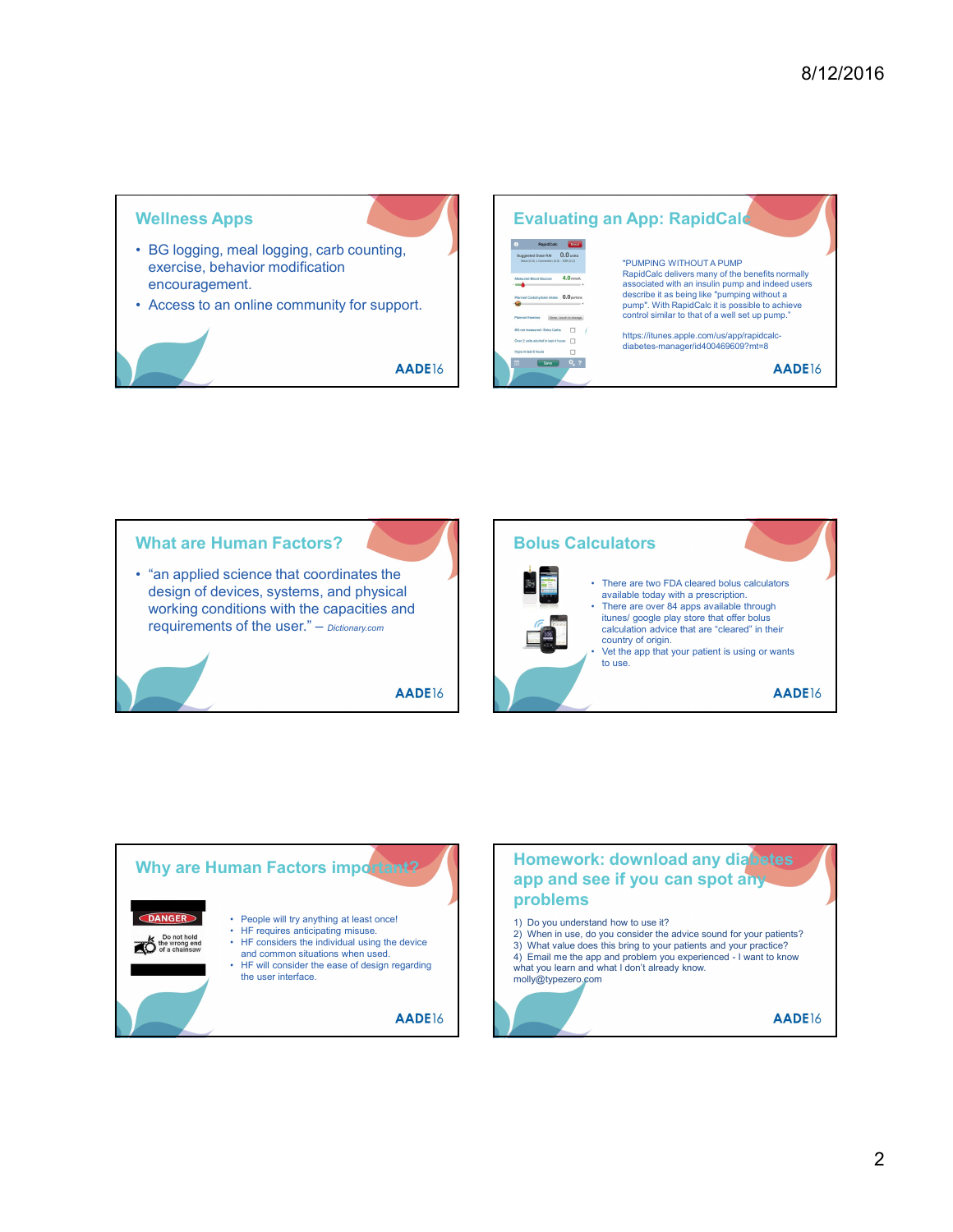## Wellness Apps

- BG logging, meal logging, carb counting, exercise, behavior modification encouragement.
- Access to an online community for support.

AADE16

## Evaluating an App: RapidCalc

"PUMPING WITHOUT A PUMP
RapidCalc delivers many of the benefits normally associated with an insulin pump and indeed users describe it as being like "pumping without a pump". With RapidCalc it is possible to achieve control similar to that of a well set up pump."

https://itunes.apple.com/us/app/rapidcalc-diabetes-manager/id400469609?mt=8

AADE16

## What are Human Factors?

- "an applied science that coordinates the design of devices, systems, and physical working conditions with the capacities and requirements of the user." – *Dictionary.com*

AADE16

## Bolus Calculators

- There are two FDA cleared bolus calculators available today with a prescription.
- There are over 84 apps available through itunes/ google play store that offer bolus calculation advice that are "cleared" in their country of origin.
- Vet the app that your patient is using or wants to use.

AADE16

## Why are Human Factors important?

DANGER
Do not hold the wrong end of a chainsaw

- People will try anything at least once!
- HF requires anticipating misuse.
- HF considers the individual using the device and common situations when used.
- HF will consider the ease of design regarding the user interface.

AADE16

## Homework: download any diabetes app and see if you can spot any problems

1) Do you understand how to use it?
2) When in use, do you consider the advice sound for your patients?
3) What value does this bring to your patients and your practice?
4) Email me the app and problem you experienced - I want to know what you learn and what I don't already know.
molly@typezero.com

AADE16